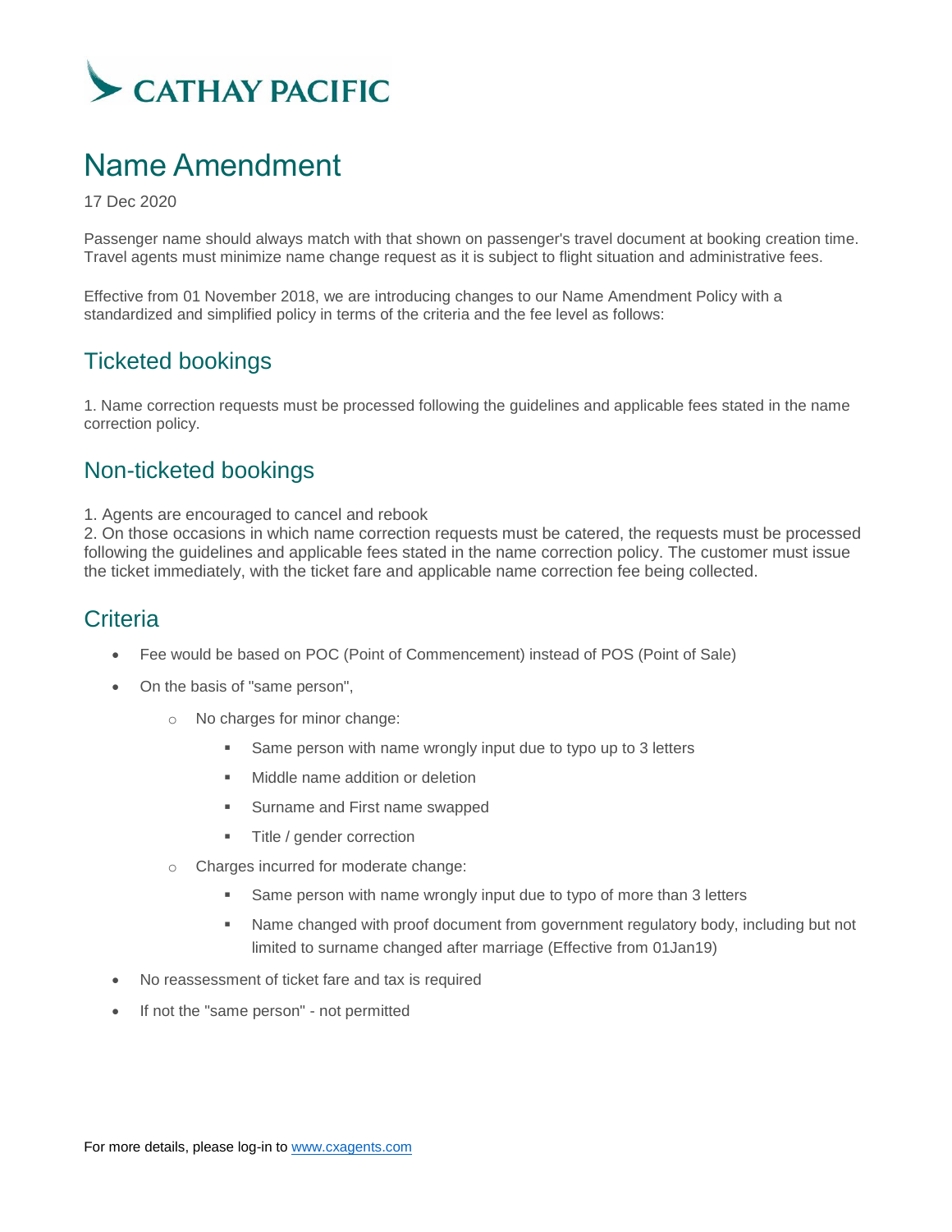# Name Amendment

17 Dec 2020

Passenger name should always match with that shown on passenger's travel document at booking creation time. Travel agents must minimize name change request as it is subject to flight situation and administrative fees.

Effective from 01 November 2018, we are introducing changes to our Name Amendment Policy with a standardized and simplified policy in terms of the criteria and the fee level as follows:

## Ticketed bookings

1. Name correction requests must be processed following the guidelines and applicable fees stated in the name correction policy.

## Non-ticketed bookings

1. Agents are encouraged to cancel and rebook
2. On those occasions in which name correction requests must be catered, the requests must be processed following the guidelines and applicable fees stated in the name correction policy. The customer must issue the ticket immediately, with the ticket fare and applicable name correction fee being collected.

## Criteria

- Fee would be based on POC (Point of Commencement) instead of POS (Point of Sale)
- On the basis of "same person",
  - No charges for minor change:
    - Same person with name wrongly input due to typo up to 3 letters
    - Middle name addition or deletion
    - Surname and First name swapped
    - Title / gender correction
  - Charges incurred for moderate change:
    - Same person with name wrongly input due to typo of more than 3 letters
    - Name changed with proof document from government regulatory body, including but not limited to surname changed after marriage (Effective from 01Jan19)
- No reassessment of ticket fare and tax is required
- If not the "same person" - not permitted

For more details, please log-in to www.cxagents.com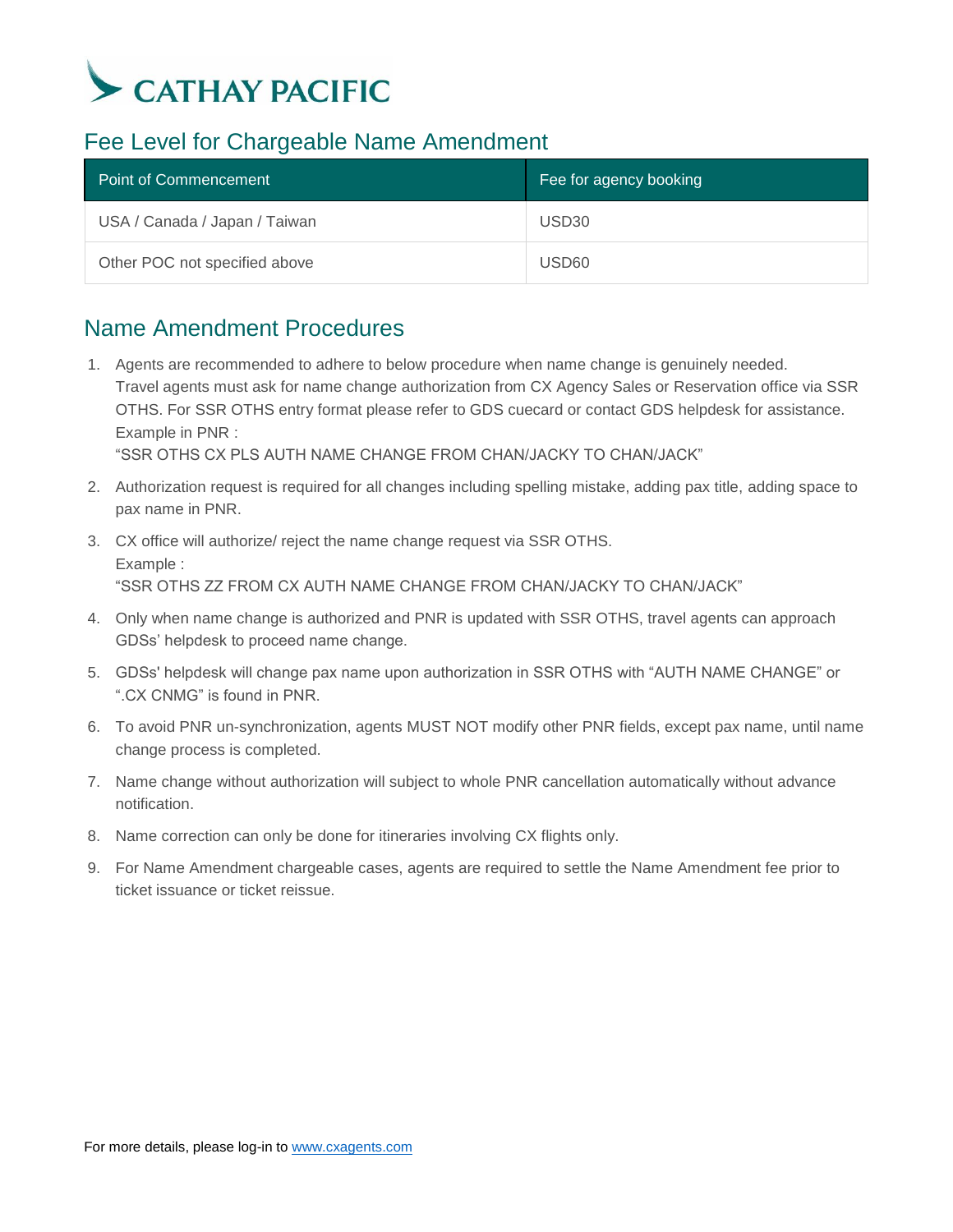# CATHAY PACIFIC

## Fee Level for Chargeable Name Amendment

| Point of Commencement | Fee for agency booking |
| --- | --- |
| USA / Canada / Japan / Taiwan | USD30 |
| Other POC not specified above | USD60 |

## Name Amendment Procedures

1. Agents are recommended to adhere to below procedure when name change is genuinely needed. Travel agents must ask for name change authorization from CX Agency Sales or Reservation office via SSR OTHS. For SSR OTHS entry format please refer to GDS cuecard or contact GDS helpdesk for assistance. Example in PNR :
   "SSR OTHS CX PLS AUTH NAME CHANGE FROM CHAN/JACKY TO CHAN/JACK"
2. Authorization request is required for all changes including spelling mistake, adding pax title, adding space to pax name in PNR.
3. CX office will authorize/ reject the name change request via SSR OTHS.
   Example :
   "SSR OTHS ZZ FROM CX AUTH NAME CHANGE FROM CHAN/JACKY TO CHAN/JACK"
4. Only when name change is authorized and PNR is updated with SSR OTHS, travel agents can approach GDSs' helpdesk to proceed name change.
5. GDSs' helpdesk will change pax name upon authorization in SSR OTHS with "AUTH NAME CHANGE" or ".CX CNMG" is found in PNR.
6. To avoid PNR un-synchronization, agents MUST NOT modify other PNR fields, except pax name, until name change process is completed.
7. Name change without authorization will subject to whole PNR cancellation automatically without advance notification.
8. Name correction can only be done for itineraries involving CX flights only.
9. For Name Amendment chargeable cases, agents are required to settle the Name Amendment fee prior to ticket issuance or ticket reissue.

For more details, please log-in to www.cxagents.com